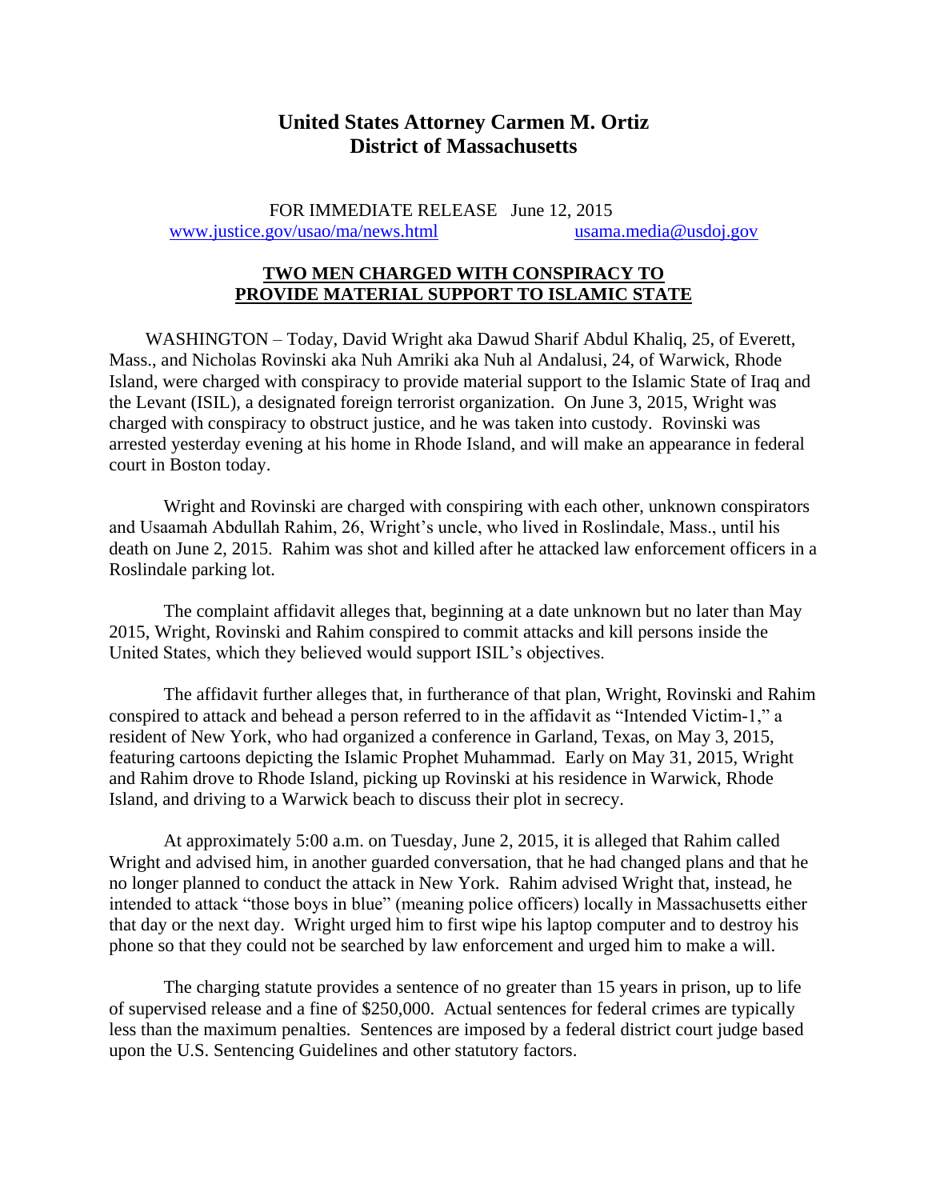# United States Attorney Carmen M. Ortiz
## District of Massachusetts

FOR IMMEDIATE RELEASE June 12, 2015
www.justice.gov/usao/ma/news.html usama.media@usdoj.gov

## TWO MEN CHARGED WITH CONSPIRACY TO PROVIDE MATERIAL SUPPORT TO ISLAMIC STATE

WASHINGTON – Today, David Wright aka Dawud Sharif Abdul Khaliq, 25, of Everett, Mass., and Nicholas Rovinski aka Nuh Amriki aka Nuh al Andalusi, 24, of Warwick, Rhode Island, were charged with conspiracy to provide material support to the Islamic State of Iraq and the Levant (ISIL), a designated foreign terrorist organization. On June 3, 2015, Wright was charged with conspiracy to obstruct justice, and he was taken into custody. Rovinski was arrested yesterday evening at his home in Rhode Island, and will make an appearance in federal court in Boston today.

Wright and Rovinski are charged with conspiring with each other, unknown conspirators and Usaamah Abdullah Rahim, 26, Wright's uncle, who lived in Roslindale, Mass., until his death on June 2, 2015. Rahim was shot and killed after he attacked law enforcement officers in a Roslindale parking lot.

The complaint affidavit alleges that, beginning at a date unknown but no later than May 2015, Wright, Rovinski and Rahim conspired to commit attacks and kill persons inside the United States, which they believed would support ISIL's objectives.

The affidavit further alleges that, in furtherance of that plan, Wright, Rovinski and Rahim conspired to attack and behead a person referred to in the affidavit as "Intended Victim-1," a resident of New York, who had organized a conference in Garland, Texas, on May 3, 2015, featuring cartoons depicting the Islamic Prophet Muhammad. Early on May 31, 2015, Wright and Rahim drove to Rhode Island, picking up Rovinski at his residence in Warwick, Rhode Island, and driving to a Warwick beach to discuss their plot in secrecy.

At approximately 5:00 a.m. on Tuesday, June 2, 2015, it is alleged that Rahim called Wright and advised him, in another guarded conversation, that he had changed plans and that he no longer planned to conduct the attack in New York. Rahim advised Wright that, instead, he intended to attack "those boys in blue" (meaning police officers) locally in Massachusetts either that day or the next day. Wright urged him to first wipe his laptop computer and to destroy his phone so that they could not be searched by law enforcement and urged him to make a will.

The charging statute provides a sentence of no greater than 15 years in prison, up to life of supervised release and a fine of $250,000. Actual sentences for federal crimes are typically less than the maximum penalties. Sentences are imposed by a federal district court judge based upon the U.S. Sentencing Guidelines and other statutory factors.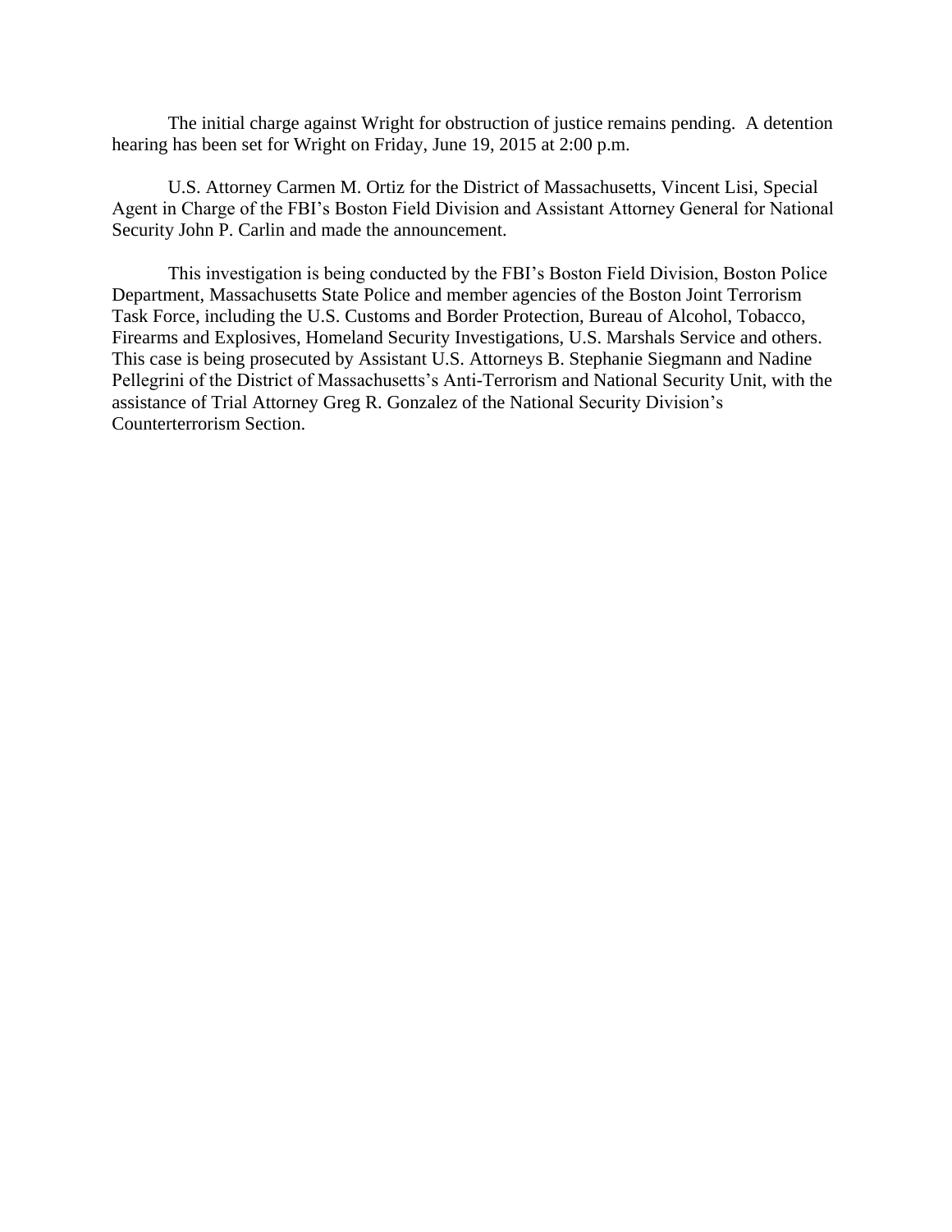The initial charge against Wright for obstruction of justice remains pending. A detention hearing has been set for Wright on Friday, June 19, 2015 at 2:00 p.m.

U.S. Attorney Carmen M. Ortiz for the District of Massachusetts, Vincent Lisi, Special Agent in Charge of the FBI's Boston Field Division and Assistant Attorney General for National Security John P. Carlin and made the announcement.

This investigation is being conducted by the FBI's Boston Field Division, Boston Police Department, Massachusetts State Police and member agencies of the Boston Joint Terrorism Task Force, including the U.S. Customs and Border Protection, Bureau of Alcohol, Tobacco, Firearms and Explosives, Homeland Security Investigations, U.S. Marshals Service and others. This case is being prosecuted by Assistant U.S. Attorneys B. Stephanie Siegmann and Nadine Pellegrini of the District of Massachusetts's Anti-Terrorism and National Security Unit, with the assistance of Trial Attorney Greg R. Gonzalez of the National Security Division's Counterterrorism Section.